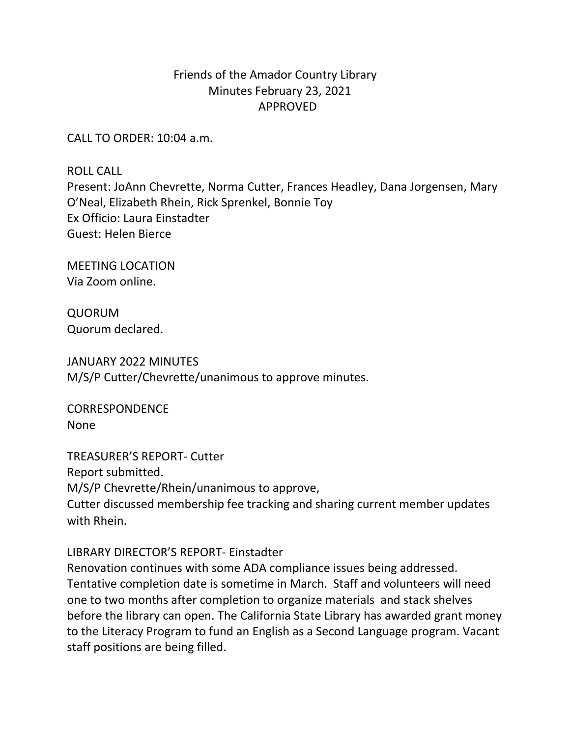# Friends of the Amador Country Library
## Minutes February 23, 2021
## APPROVED

CALL TO ORDER: 10:04 a.m.

ROLL CALL
Present: JoAnn Chevrette, Norma Cutter, Frances Headley, Dana Jorgensen, Mary O'Neal, Elizabeth Rhein, Rick Sprenkel, Bonnie Toy
Ex Officio: Laura Einstadter
Guest: Helen Bierce

MEETING LOCATION
Via Zoom online.

QUORUM
Quorum declared.

JANUARY 2022 MINUTES
M/S/P Cutter/Chevrette/unanimous to approve minutes.

CORRESPONDENCE
None

TREASURER'S REPORT- Cutter
Report submitted.
M/S/P Chevrette/Rhein/unanimous to approve,
Cutter discussed membership fee tracking and sharing current member updates with Rhein.

LIBRARY DIRECTOR'S REPORT- Einstadter
Renovation continues with some ADA compliance issues being addressed. Tentative completion date is sometime in March. Staff and volunteers will need one to two months after completion to organize materials and stack shelves before the library can open. The California State Library has awarded grant money to the Literacy Program to fund an English as a Second Language program. Vacant staff positions are being filled.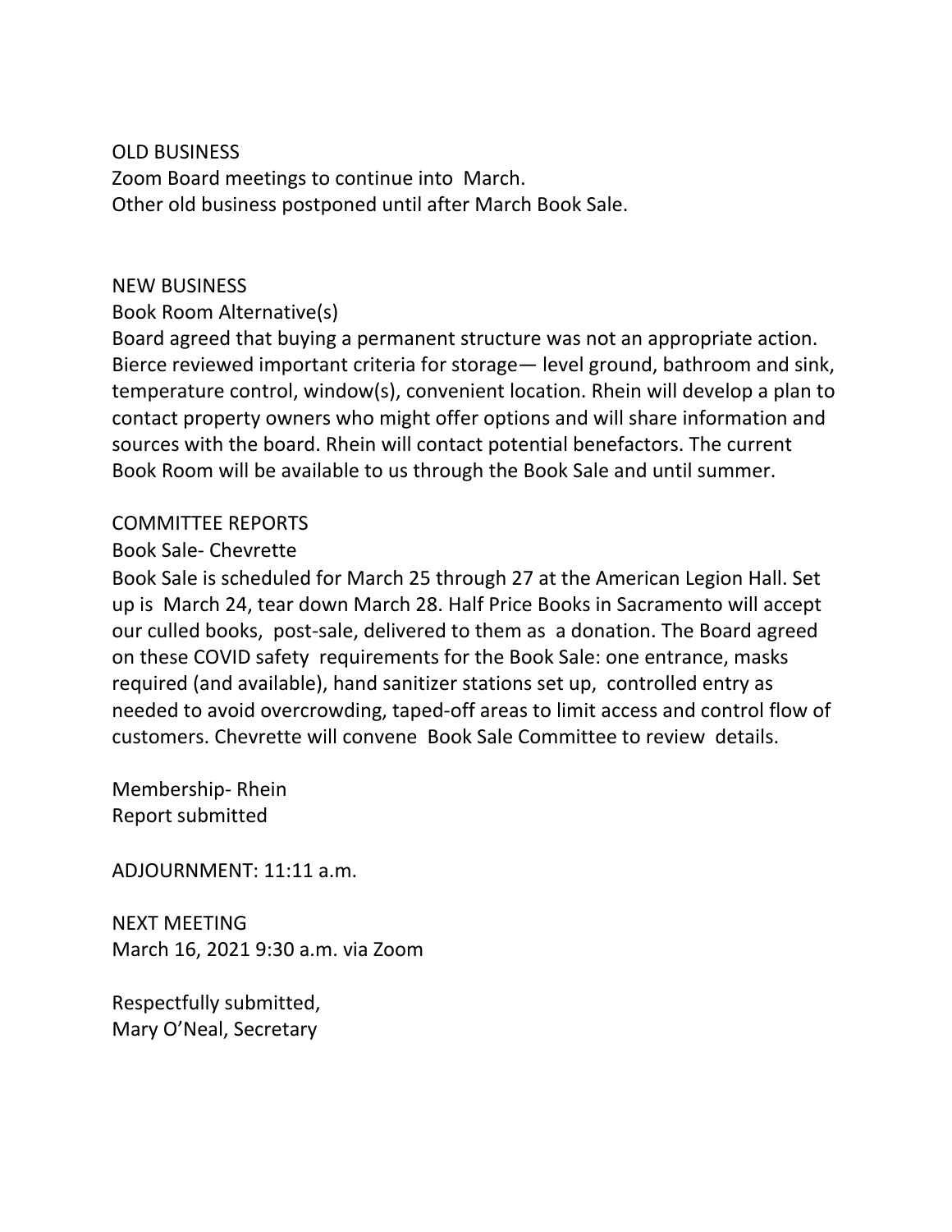## OLD BUSINESS

Zoom Board meetings to continue into March.
Other old business postponed until after March Book Sale.

## NEW BUSINESS

Book Room Alternative(s)

Board agreed that buying a permanent structure was not an appropriate action. Bierce reviewed important criteria for storage— level ground, bathroom and sink, temperature control, window(s), convenient location. Rhein will develop a plan to contact property owners who might offer options and will share information and sources with the board. Rhein will contact potential benefactors. The current Book Room will be available to us through the Book Sale and until summer.

## COMMITTEE REPORTS

Book Sale- Chevrette

Book Sale is scheduled for March 25 through 27 at the American Legion Hall. Set up is March 24, tear down March 28. Half Price Books in Sacramento will accept our culled books, post-sale, delivered to them as a donation. The Board agreed on these COVID safety requirements for the Book Sale: one entrance, masks required (and available), hand sanitizer stations set up, controlled entry as needed to avoid overcrowding, taped-off areas to limit access and control flow of customers. Chevrette will convene Book Sale Committee to review details.

Membership- Rhein
Report submitted

ADJOURNMENT: 11:11 a.m.

NEXT MEETING
March 16, 2021 9:30 a.m. via Zoom

Respectfully submitted,
Mary O'Neal, Secretary